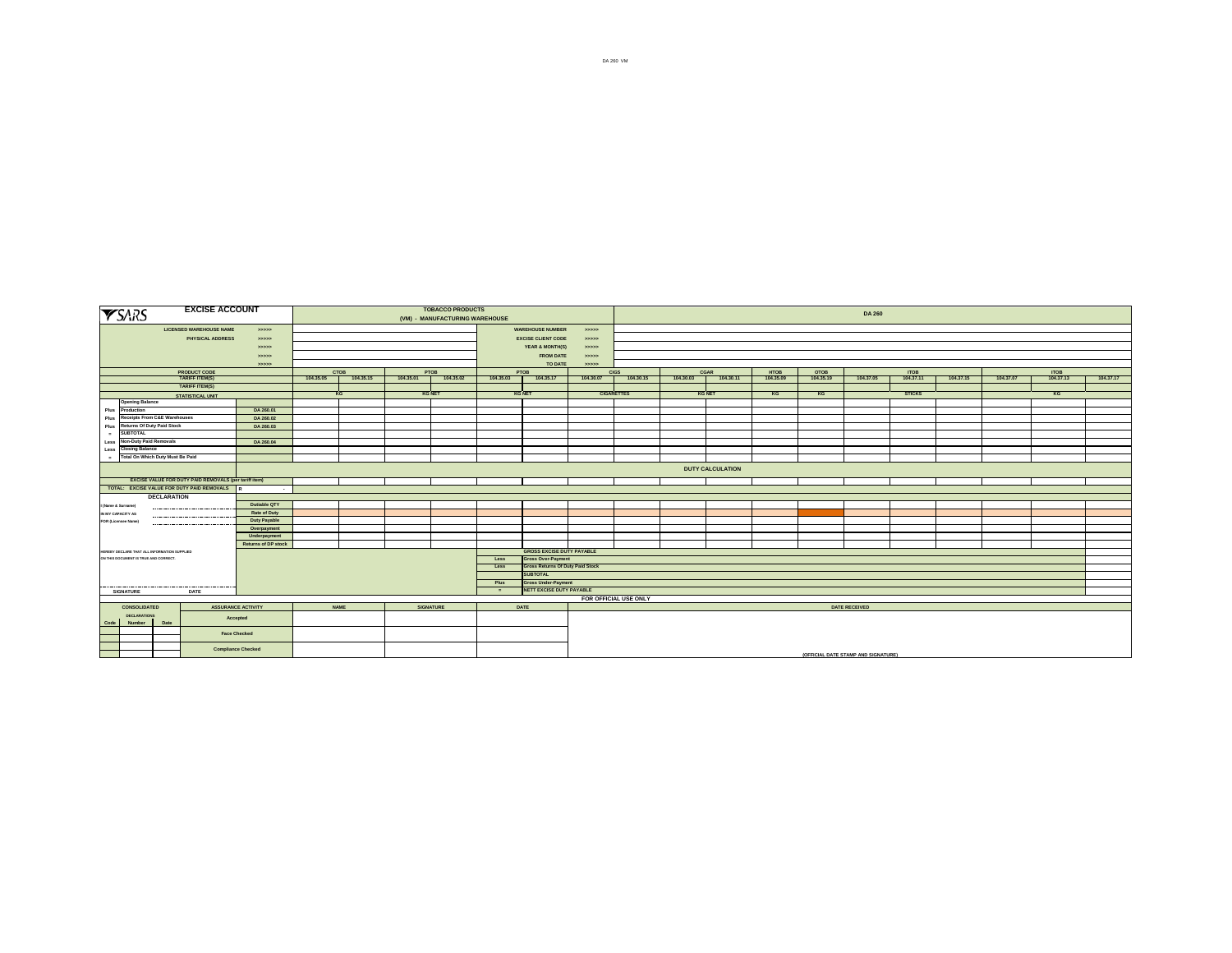DA 260 VM

| SARS | EXCISE ACCOUNT | | TOBACCO PRODUCTS (VM) - MANUFACTURING WAREHOUSE | | | | DA 260 |
|---|---|---|---|---|---|---|---|
| | LICENSED WAREHOUSE NAME | >>>>> | | WAREHOUSE NUMBER | >>>>> | | |
| | PHYSICAL ADDRESS | >>>>> | | EXCISE CLIENT CODE | >>>>> | | |
| | | >>>>> | | YEAR & MONTH(S) | >>>>> | | |
| | | >>>>> | | FROM DATE | >>>>> | | |
| | | >>>>> | | TO DATE | >>>>> | | |

| | PRODUCT CODE | | CTOB | | PTOB | | PTOB | | CIGS | | CGAR | | HTOB | OTOB | ITOB | | | ITOB | | |
|---|---|---|---|---|---|---|---|---|---|---|---|---|---|---|---|---|---|---|---|---|
| | TARIFF ITEM(S) | | 104.35.05 | 104.35.15 | 104.35.01 | 104.35.02 | 104.35.03 | 104.35.17 | 104.30.07 | 104.30.15 | 104.30.03 | 104.30.11 | 104.35.09 | 104.35.19 | 104.37.05 | 104.37.11 | 104.37.15 | 104.37.07 | 104.37.13 | 104.37.17 |
| | TARIFF ITEM(S) | | | | | | | | | | | | | | | | | | | |
| | STATISTICAL UNIT | | KG | | KG NET | | KG NET | | CIGARETTES | | KG NET | | KG | KG | STICKS | | | KG | | |
| | Opening Balance | | | | | | | | | | | | | | | | | | | |
| Plus | Production | DA 260.01 | | | | | | | | | | | | | | | | | | |
| Plus | Receipts From C&E Warehouses | DA 260.02 | | | | | | | | | | | | | | | | | | |
| Plus | Returns Of Duty Paid Stock | DA 260.03 | | | | | | | | | | | | | | | | | | |
| = | SUBTOTAL | | | | | | | | | | | | | | | | | | | |
| Less | Non-Duty Paid Removals | DA 260.04 | | | | | | | | | | | | | | | | | | |
| Less | Closing Balance | | | | | | | | | | | | | | | | | | | |
| = | Total On Which Duty Must Be Paid | | | | | | | | | | | | | | | | | | | |

DUTY CALCULATION

| EXCISE VALUE FOR DUTY PAID REMOVALS (per tariff item) | |
|---|---|
| TOTAL: EXCISE VALUE FOR DUTY PAID REMOVALS | R - |

**DECLARATION**

I (Name & Surname) ..............................

IN MY CAPACITY AS ..............................

FOR (Licensee Name) ..............................

| |
|---|
| Dutiable QTY |
| Rate of Duty |
| Duty Payable |
| Overpayment |
| Underpayment |
| Returns of DP stock |

HEREBY DECLARE THAT ALL INFORMATION SUPPLIED ON THIS DOCUMENT IS TRUE AND CORRECT.

| | | |
|---|---|---|
| | GROSS EXCISE DUTY PAYABLE | |
| Less | Gross Over-Payment | |
| Less | Gross Returns Of Duty Paid Stock | |
| | SUBTOTAL | |
| Plus | Gross Under-Payment | |
| = | NETT EXCISE DUTY PAYABLE | |

.............................. SIGNATURE DATE

FOR OFFICIAL USE ONLY

| CONSOLIDATED DECLARATIONS | | | ASSURANCE ACTIVITY | NAME | SIGNATURE | DATE | DATE RECEIVED |
|---|---|---|---|---|---|---|---|
| Code | Number | Date | | | | | |
| | | | Accepted | | | | |
| | | | Face Checked | | | | |
| | | | Compliance Checked | | | | (OFFICIAL DATE STAMP AND SIGNATURE) |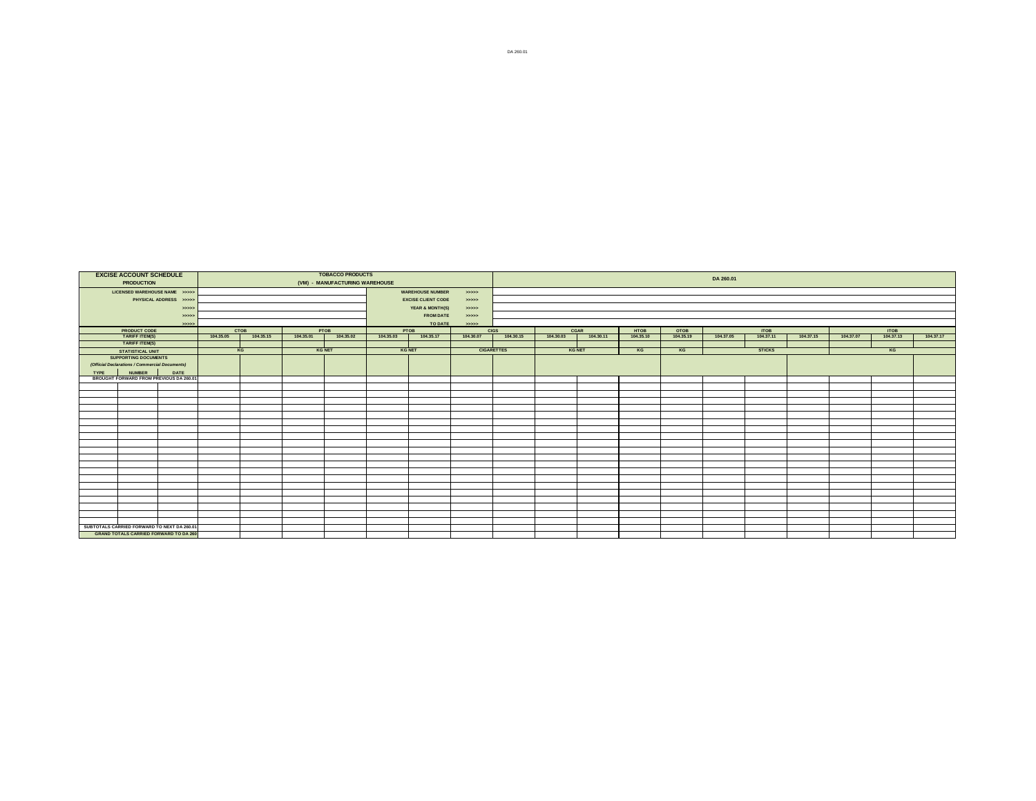| EXCISE ACCOUNT SCHEDULE PRODUCTION | | | TOBACCO PRODUCTS (VM) - MANUFACTURING WAREHOUSE | | | | | | | DA 260.01 | | | | | | | | | | | | | |
|---|---|---|---|---|---|---|---|---|---|---|---|---|---|---|---|---|---|---|---|---|---|---|---|
| LICENSED WAREHOUSE NAME >>>>> | | | | | | | WAREHOUSE NUMBER | | >>>>> | | | | | | | | | | | | | | |
| PHYSICAL ADDRESS >>>>> | | | | | | | EXCISE CLIENT CODE | | >>>>> | | | | | | | | | | | | | | |
| >>>>> | | | | | | | YEAR & MONTH(S) | | >>>>> | | | | | | | | | | | | | | |
| >>>>> | | | | | | | FROM DATE | | >>>>> | | | | | | | | | | | | | | |
| >>>>> | | | | | | | TO DATE | | >>>>> | | | | | | | | | | | | | | |
| PRODUCT CODE | | | CTOB | | PTOB | | PTOB | | CIGS | | CGAR | | HTOB | OTOB | ITOB | | | ITOB | | |
| TARIFF ITEM(S) | | | 104.35.05 | 104.35.15 | 104.35.01 | 104.35.02 | 104.35.03 | 104.35.17 | 104.30.07 | 104.30.15 | 104.30.03 | 104.30.11 | 104.35.10 | 104.35.19 | 104.37.05 | 104.37.11 | 104.37.15 | 104.37.07 | 104.37.13 | 104.37.17 |
| TARIFF ITEM(S) | | | | | | | | | | | | | | | | | | | | |
| STATISTICAL UNIT | | | KG | | KG NET | | KG NET | | CIGARETTES | | KG NET | | KG | KG | STICKS | | | KG | | |
| SUPPORTING DOCUMENTS *(Official Declarations / Commercial Documents)* | | | | | | | | | | | | | | | | | | | | |
| TYPE | NUMBER | DATE | | | | | | | | | | | | | | | | | | |
| BROUGHT FORWARD FROM PREVIOUS DA 260.01 | | | | | | | | | | | | | | | | | | | | |
| | | | | | | | | | | | | | | | | | | | | |
| | | | | | | | | | | | | | | | | | | | | |
| | | | | | | | | | | | | | | | | | | | | |
| | | | | | | | | | | | | | | | | | | | | |
| | | | | | | | | | | | | | | | | | | | | |
| | | | | | | | | | | | | | | | | | | | | |
| | | | | | | | | | | | | | | | | | | | | |
| | | | | | | | | | | | | | | | | | | | | |
| | | | | | | | | | | | | | | | | | | | | |
| | | | | | | | | | | | | | | | | | | | | |
| | | | | | | | | | | | | | | | | | | | | |
| | | | | | | | | | | | | | | | | | | | | |
| | | | | | | | | | | | | | | | | | | | | |
| | | | | | | | | | | | | | | | | | | | | |
| | | | | | | | | | | | | | | | | | | | | |
| | | | | | | | | | | | | | | | | | | | | |
| | | | | | | | | | | | | | | | | | | | | |
| | | | | | | | | | | | | | | | | | | | | |
| | | | | | | | | | | | | | | | | | | | | |
| | | | | | | | | | | | | | | | | | | | | |
| | | | | | | | | | | | | | | | | | | | | |
| SUBTOTALS CARRIED FORWARD TO NEXT DA 260.01 | | | | | | | | | | | | | | | | | | | | |
| GRAND TOTALS CARRIED FORWARD TO DA 260 | | | | | | | | | | | | | | | | | | | | |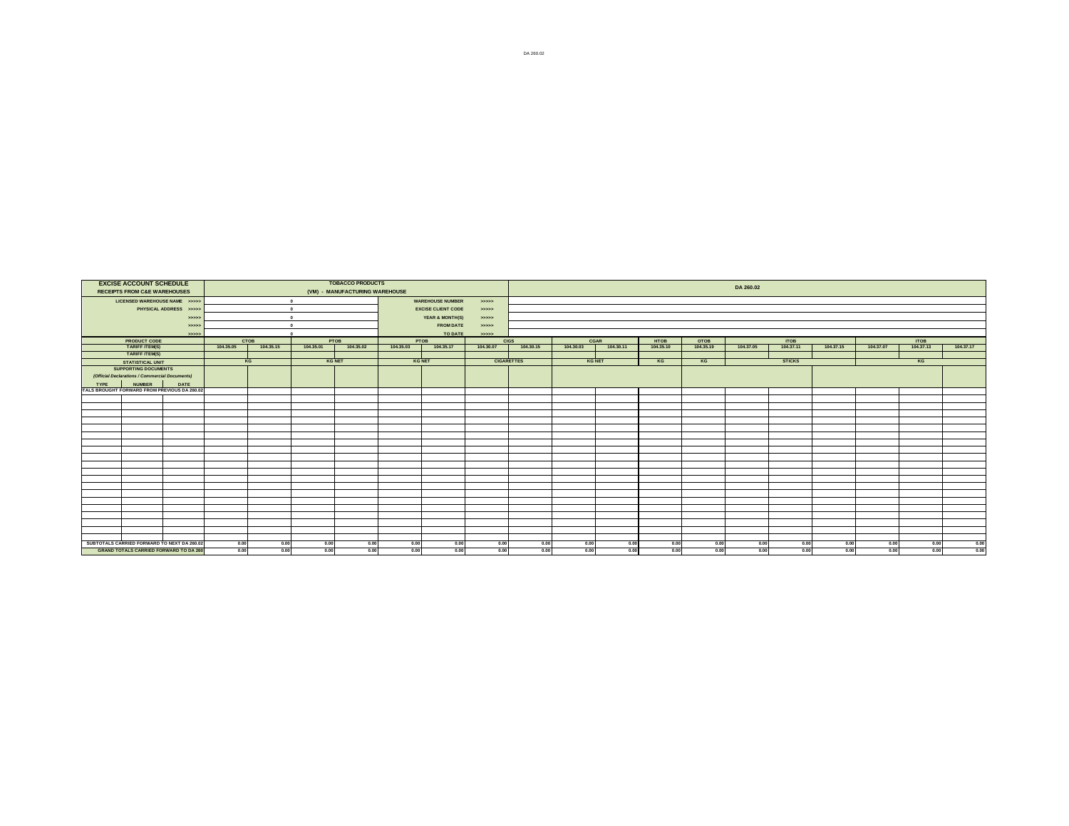| EXCISE ACCOUNT SCHEDULE RECEIPTS FROM C&E WAREHOUSES | | | TOBACCO PRODUCTS (VM) - MANUFACTURING WAREHOUSE | | | | | | | DA 260.02 | | | | | | | | | | | |
|---|---|---|---|---|---|---|---|---|---|---|---|---|---|---|---|---|---|---|---|---|---|
| LICENSED WAREHOUSE NAME >>>>> | | | 0 | | | | WAREHOUSE NUMBER | >>>>> | | | | | | | | | | | | | |
| PHYSICAL ADDRESS >>>>> | | | 0 | | | | EXCISE CLIENT CODE | >>>>> | | | | | | | | | | | | | |
| >>>>> | | | 0 | | | | YEAR & MONTH(S) | >>>>> | | | | | | | | | | | | | |
| >>>>> | | | 0 | | | | FROM DATE | >>>>> | | | | | | | | | | | | | |
| >>>>> | | | 0 | | | | TO DATE | >>>>> | | | | | | | | | | | | | |
| PRODUCT CODE | | | CTOB | | PTOB | | PTOB | | CIGS | | CGAR | | HTOB | OTOB | ITOB | | | ITOB | | |
| TARIFF ITEM(S) | | | 104.35.05 | 104.35.15 | 104.35.01 | 104.35.02 | 104.35.03 | 104.35.17 | 104.30.07 | 104.30.15 | 104.30.03 | 104.30.11 | 104.35.10 | 104.35.19 | 104.37.05 | 104.37.11 | 104.37.15 | 104.37.07 | 104.37.13 | 104.37.17 |
| TARIFF ITEM(S) | | | | | | | | | | | | | | | | | | | | |
| STATISTICAL UNIT | | | KG | | KG NET | | KG NET | | CIGARETTES | | KG NET | | KG | KG | STICKS | | | KG | | |
| SUPPORTING DOCUMENTS *(Official Declarations / Commercial Documents)* | | | | | | | | | | | | | | | | | | | | |
| TYPE | NUMBER | DATE | | | | | | | | | | | | | | | | | | |
| TALS BROUGHT FORWARD FROM PREVIOUS DA 260.02 | | | | | | | | | | | | | | | | | | | | |
| | | | | | | | | | | | | | | | | | | | | |
| | | | | | | | | | | | | | | | | | | | | |
| | | | | | | | | | | | | | | | | | | | | |
| | | | | | | | | | | | | | | | | | | | | |
| | | | | | | | | | | | | | | | | | | | | |
| | | | | | | | | | | | | | | | | | | | | |
| | | | | | | | | | | | | | | | | | | | | |
| | | | | | | | | | | | | | | | | | | | | |
| | | | | | | | | | | | | | | | | | | | | |
| | | | | | | | | | | | | | | | | | | | | |
| | | | | | | | | | | | | | | | | | | | | |
| | | | | | | | | | | | | | | | | | | | | |
| | | | | | | | | | | | | | | | | | | | | |
| | | | | | | | | | | | | | | | | | | | | |
| | | | | | | | | | | | | | | | | | | | | |
| | | | | | | | | | | | | | | | | | | | | |
| | | | | | | | | | | | | | | | | | | | | |
| | | | | | | | | | | | | | | | | | | | | |
| | | | | | | | | | | | | | | | | | | | | |
| | | | | | | | | | | | | | | | | | | | | |
| SUBTOTALS CARRIED FORWARD TO NEXT DA 260.02 | | | 0.00 | 0.00 | 0.00 | 0.00 | 0.00 | 0.00 | 0.00 | 0.00 | 0.00 | 0.00 | 0.00 | 0.00 | 0.00 | 0.00 | 0.00 | 0.00 | 0.00 | 0.00 |
| GRAND TOTALS CARRIED FORWARD TO DA 260 | | | 0.00 | 0.00 | 0.00 | 0.00 | 0.00 | 0.00 | 0.00 | 0.00 | 0.00 | 0.00 | 0.00 | 0.00 | 0.00 | 0.00 | 0.00 | 0.00 | 0.00 | 0.00 |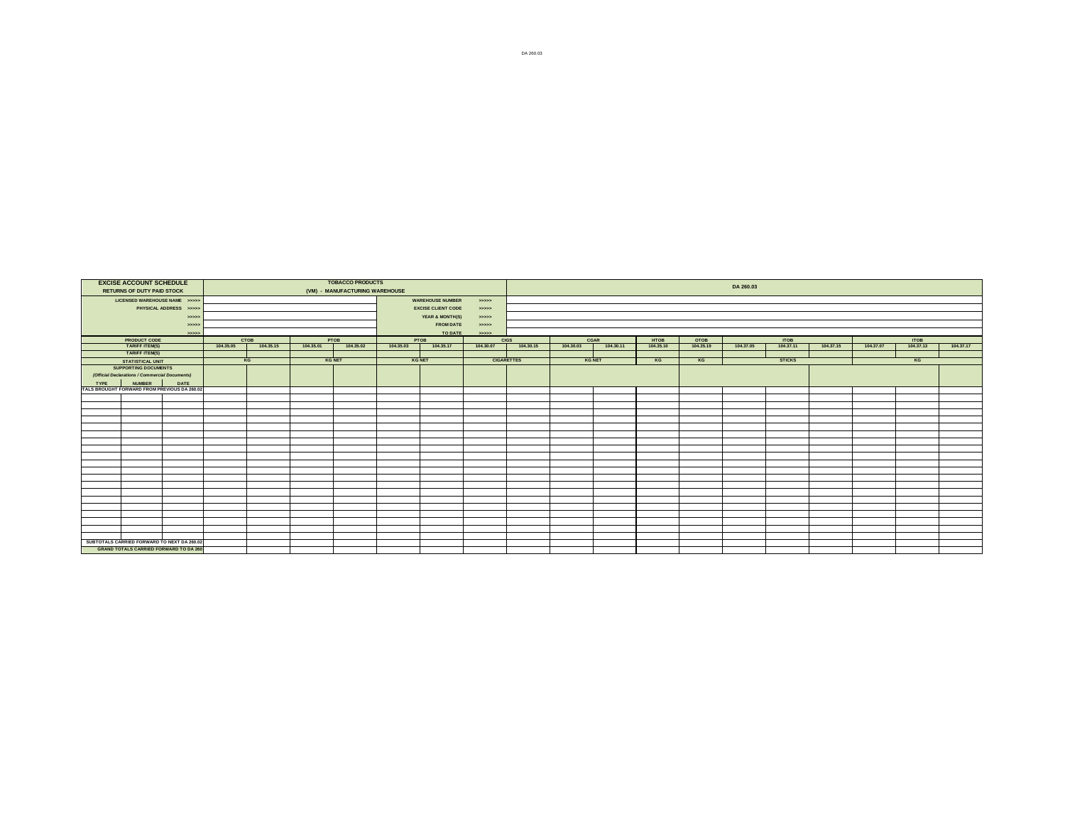| EXCISE ACCOUNT SCHEDULE<br>RETURNS OF DUTY PAID STOCK | | | TOBACCO PRODUCTS<br>(VM) - MANUFACTURING WAREHOUSE | | | | | | | DA 260.03 | | | | | | | | | | |
|---|---|---|---|---|---|---|---|---|---|---|---|---|---|---|---|---|---|---|---|---|
| LICENSED WAREHOUSE NAME >>>>> | | | | | | | WAREHOUSE NUMBER >>>>> | | | | | | | | | | | | | |
| PHYSICAL ADDRESS >>>>> | | | | | | | EXCISE CLIENT CODE >>>>> | | | | | | | | | | | | | |
| >>>>> | | | | | | | YEAR & MONTH(S) >>>>> | | | | | | | | | | | | | |
| >>>>> | | | | | | | FROM DATE >>>>> | | | | | | | | | | | | | |
| >>>>> | | | | | | | TO DATE >>>>> | | | | | | | | | | | | | |
| PRODUCT CODE | | | CTOB | | PTOB | | PTOB | | CIGS | | CGAR | | HTOB | OTOB | ITOB | | | ITOB | | |
| TARIFF ITEM(S) | | | 104.35.05 | 104.35.15 | 104.35.01 | 104.35.02 | 104.35.03 | 104.35.17 | 104.30.07 | 104.30.15 | 104.30.03 | 104.30.11 | 104.35.10 | 104.35.19 | 104.37.05 | 104.37.11 | 104.37.15 | 104.37.07 | 104.37.13 | 104.37.17 |
| TARIFF ITEM(S) | | | | | | | | | | | | | | | | | | | | |
| STATISTICAL UNIT | | | KG | | KG NET | | KG NET | | CIGARETTES | | KG NET | | KG | KG | STICKS | | | KG | | |
| SUPPORTING DOCUMENTS<br>*(Official Declarations / Commercial Documents)* | | | | | | | | | | | | | | | | | | | | |
| TYPE | NUMBER | DATE | | | | | | | | | | | | | | | | | | |
| TOTALS BROUGHT FORWARD FROM PREVIOUS DA 260.02 | | | | | | | | | | | | | | | | | | | | |
| | | | | | | | | | | | | | | | | | | | | |
| | | | | | | | | | | | | | | | | | | | | |
| | | | | | | | | | | | | | | | | | | | | |
| | | | | | | | | | | | | | | | | | | | | |
| | | | | | | | | | | | | | | | | | | | | |
| | | | | | | | | | | | | | | | | | | | | |
| | | | | | | | | | | | | | | | | | | | | |
| | | | | | | | | | | | | | | | | | | | | |
| | | | | | | | | | | | | | | | | | | | | |
| | | | | | | | | | | | | | | | | | | | | |
| | | | | | | | | | | | | | | | | | | | | |
| | | | | | | | | | | | | | | | | | | | | |
| | | | | | | | | | | | | | | | | | | | | |
| | | | | | | | | | | | | | | | | | | | | |
| | | | | | | | | | | | | | | | | | | | | |
| | | | | | | | | | | | | | | | | | | | | |
| | | | | | | | | | | | | | | | | | | | | |
| | | | | | | | | | | | | | | | | | | | | |
| | | | | | | | | | | | | | | | | | | | | |
| | | | | | | | | | | | | | | | | | | | | |
| SUBTOTALS CARRIED FORWARD TO NEXT DA 260.02 | | | | | | | | | | | | | | | | | | | | |
| GRAND TOTALS CARRIED FORWARD TO DA 260 | | | | | | | | | | | | | | | | | | | | |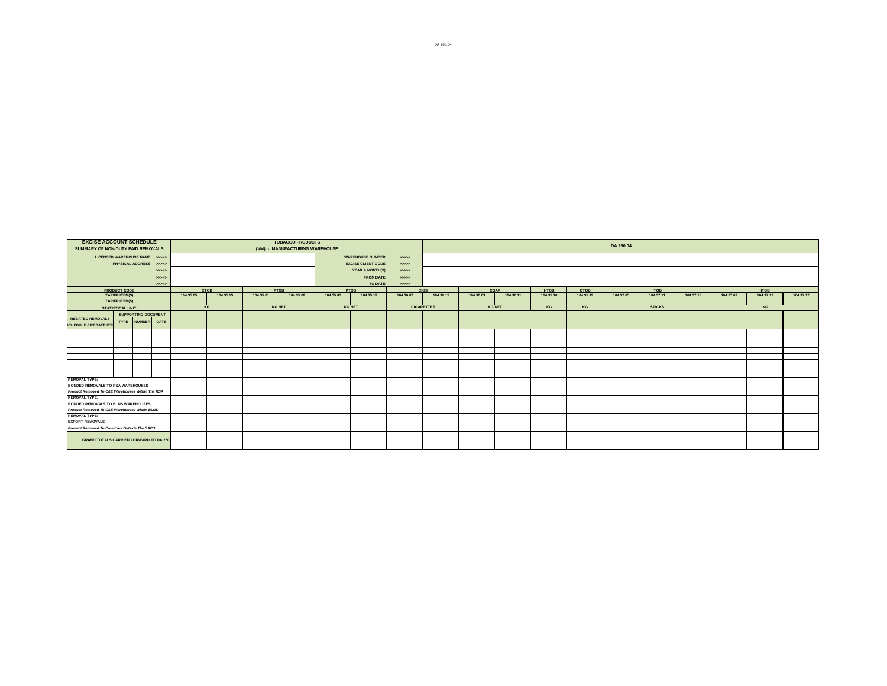DA 260.04

| EXCISE ACCOUNT SCHEDULE<br>SUMMARY OF NON-DUTY PAID REMOVALS | | | | TOBACCO PRODUCTS<br>(VM) - MANUFACTURING WAREHOUSE | | | | | | | DA 260.04 | | | | | | | | | | |
|---|---|---|---|---|---|---|---|---|---|---|---|---|---|---|---|---|---|---|---|---|---|
| LICENSED WAREHOUSE NAME >>>>> | | | | | | | | WAREHOUSE NUMBER | >>>>> | | | | | | | | | | | | |
| PHYSICAL ADDRESS >>>>> | | | | | | | | EXCISE CLIENT CODE | >>>>> | | | | | | | | | | | | |
| >>>>> | | | | | | | | YEAR & MONTH(S) | >>>>> | | | | | | | | | | | | |
| >>>>> | | | | | | | | FROM DATE | >>>>> | | | | | | | | | | | | |
| >>>>> | | | | | | | | TO DATE | >>>>> | | | | | | | | | | | | |
| PRODUCT CODE | | | | CTOB | | PTOB | | PTOB | | CIGS | | CGAR | | HTOB | OTOB | ITOB | | | ITOB | | |
| TARIFF ITEM(S) | | | | 104.35.05 | 104.35.15 | 104.35.01 | 104.35.02 | 104.35.03 | 104.35.17 | 104.30.07 | 104.30.15 | 104.30.03 | 104.30.11 | 104.35.10 | 104.35.19 | 104.37.05 | 104.37.11 | 104.37.15 | 104.37.07 | 104.37.13 | 104.37.17 |
| TARIFF ITEM(S) | | | | | | | | | | | | | | | | | | | | | |
| STATISTICAL UNIT | | | | KG | | KG NET | | KG NET | | CIGARETTES | | KG NET | | KG | KG | STICKS | | | KG | | |
| REBATED REMOVALS<br>SCHEDULE 6 REBATE ITEM | SUPPORTING DOCUMENT TYPE | NUMBER | DATE | | | | | | | | | | | | | | | | | | |
| | | | | | | | | | | | | | | | | | | | | | |
| | | | | | | | | | | | | | | | | | | | | | |
| | | | | | | | | | | | | | | | | | | | | | |
| | | | | | | | | | | | | | | | | | | | | | |
| | | | | | | | | | | | | | | | | | | | | | |
| | | | | | | | | | | | | | | | | | | | | | |
| | | | | | | | | | | | | | | | | | | | | | |
| | | | | | | | | | | | | | | | | | | | | | |
| REMOVAL TYPE:<br>BONDED REMOVALS TO RSA WAREHOUSES<br>*Product Removed To C&E Warehouses Within The RSA* | | | | | | | | | | | | | | | | | | | | | |
| REMOVAL TYPE:<br>BONDED REMOVALS TO BLNS WAREHOUSES<br>*Product Removed To C&E Warehouses Within BLNS* | | | | | | | | | | | | | | | | | | | | | |
| REMOVAL TYPE:<br>EXPORT REMOVALS<br>*Product Removed To Countries Outside The SACU* | | | | | | | | | | | | | | | | | | | | | |
| GRAND TOTALS CARRIED FORWARD TO DA 260 | | | | | | | | | | | | | | | | | | | | | |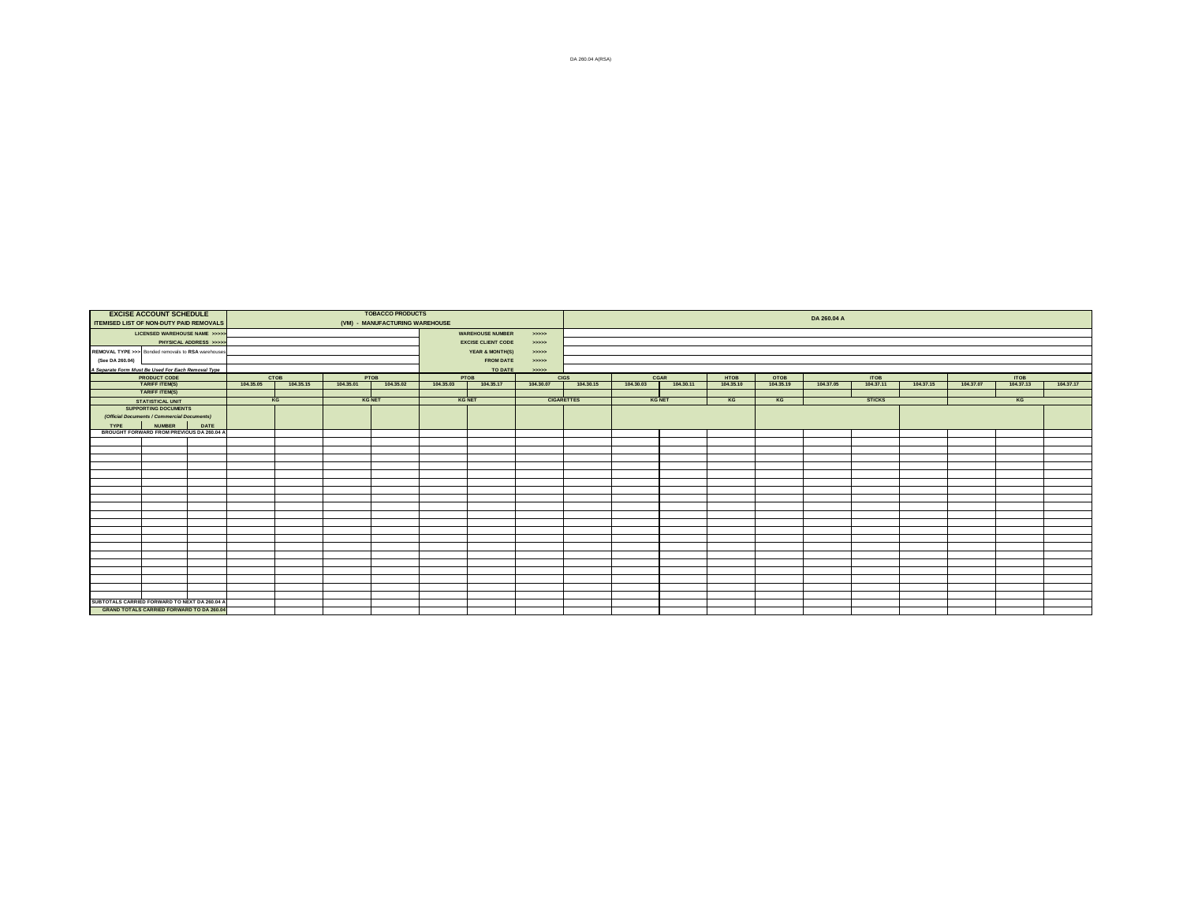DA 260.04 A(RSA)

| EXCISE ACCOUNT SCHEDULE ITEMISED LIST OF NON-DUTY PAID REMOVALS | | | TOBACCO PRODUCTS (VM) - MANUFACTURING WAREHOUSE | | | | | | | | DA 260.04 A | | | | | | | | | | |
|---|---|---|---|---|---|---|---|---|---|---|---|---|---|---|---|---|---|---|---|---|---|
| LICENSED WAREHOUSE NAME >>>>> | | | | | | | WAREHOUSE NUMBER | | >>>>> | | | | | | | | | | | | |
| PHYSICAL ADDRESS >>>>> | | | | | | | EXCISE CLIENT CODE | | >>>>> | | | | | | | | | | | | |
| REMOVAL TYPE >>> Bonded removals to RSA warehouses | | | | | | | YEAR & MONTH(S) | | >>>>> | | | | | | | | | | | | |
| (See DA 260.04) | | | | | | | FROM DATE | | >>>>> | | | | | | | | | | | | |
| A Separate Form Must Be Used For Each Removal Type | | | | | | | TO DATE | | >>>>> | | | | | | | | | | | | |
| PRODUCT CODE | | | CTOB | | PTOB | | PTOB | | CIGS | | CGAR | | HTOB | OTOB | ITOB | | | ITOB | | | |
| TARIFF ITEM(S) | | | 104.35.05 | 104.35.15 | 104.35.01 | 104.35.02 | 104.35.03 | 104.35.17 | 104.30.07 | 104.30.15 | 104.30.03 | 104.30.11 | 104.35.10 | 104.35.19 | 104.37.05 | 104.37.11 | 104.37.15 | 104.37.07 | 104.37.13 | 104.37.17 | |
| TARIFF ITEM(S) | | | | | | | | | | | | | | | | | | | | | |
| STATISTICAL UNIT | | | KG | | KG NET | | KG NET | | CIGARETTES | | KG NET | | KG | KG | STICKS | | | KG | | | |
| SUPPORTING DOCUMENTS (Official Documents / Commercial Documents) | | | | | | | | | | | | | | | | | | | | | |
| TYPE | NUMBER | DATE | | | | | | | | | | | | | | | | | | | |
| BROUGHT FORWARD FROM PREVIOUS DA 260.04 A | | | | | | | | | | | | | | | | | | | | | |
| | | | | | | | | | | | | | | | | | | | | | |
| | | | | | | | | | | | | | | | | | | | | | |
| | | | | | | | | | | | | | | | | | | | | | |
| | | | | | | | | | | | | | | | | | | | | | |
| | | | | | | | | | | | | | | | | | | | | | |
| | | | | | | | | | | | | | | | | | | | | | |
| | | | | | | | | | | | | | | | | | | | | | |
| | | | | | | | | | | | | | | | | | | | | | |
| | | | | | | | | | | | | | | | | | | | | | |
| | | | | | | | | | | | | | | | | | | | | | |
| | | | | | | | | | | | | | | | | | | | | | |
| | | | | | | | | | | | | | | | | | | | | | |
| | | | | | | | | | | | | | | | | | | | | | |
| | | | | | | | | | | | | | | | | | | | | | |
| | | | | | | | | | | | | | | | | | | | | | |
| | | | | | | | | | | | | | | | | | | | | | |
| | | | | | | | | | | | | | | | | | | | | | |
| | | | | | | | | | | | | | | | | | | | | | |
| | | | | | | | | | | | | | | | | | | | | | |
| | | | | | | | | | | | | | | | | | | | | | |
| SUBTOTALS CARRIED FORWARD TO NEXT DA 260.04 A | | | | | | | | | | | | | | | | | | | | | |
| GRAND TOTALS CARRIED FORWARD TO DA 260.04 | | | | | | | | | | | | | | | | | | | | | |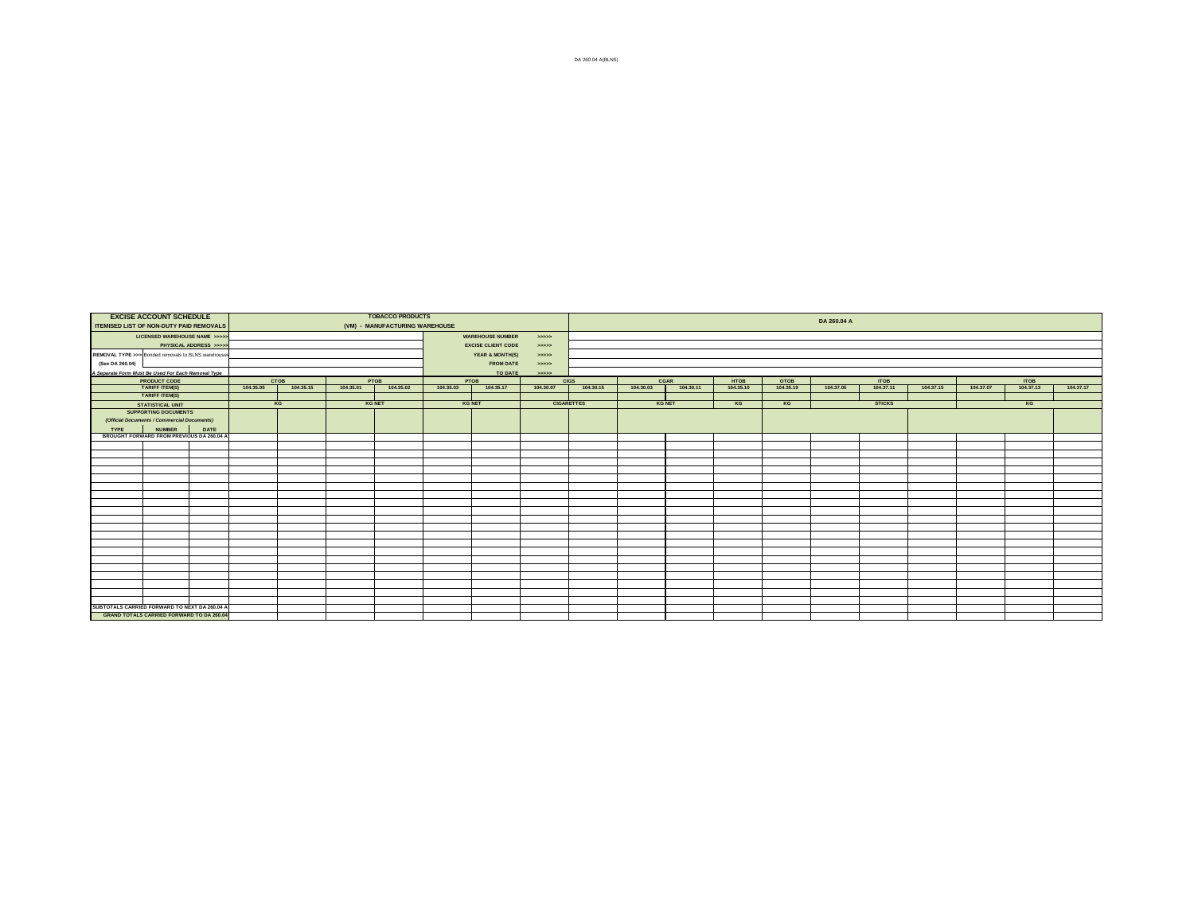DA 260.04 A(BLNS)

| EXCISE ACCOUNT SCHEDULE ITEMISED LIST OF NON-DUTY PAID REMOVALS | | | TOBACCO PRODUCTS (VM) - MANUFACTURING WAREHOUSE | | | | | | | | DA 260.04 A | | | | | | | | | | |
|---|---|---|---|---|---|---|---|---|---|---|---|---|---|---|---|---|---|---|---|---|---|
| LICENSED WAREHOUSE NAME >>>>> | | | | | | | WAREHOUSE NUMBER | | >>>>> | | | | | | | | | | | | |
| PHYSICAL ADDRESS >>>>> | | | | | | | EXCISE CLIENT CODE | | >>>>> | | | | | | | | | | | | |
| REMOVAL TYPE >>> Bonded removals to BLNS warehouses | | | | | | | YEAR & MONTH(S) | | >>>>> | | | | | | | | | | | | |
| (See DA 260.04) | | | | | | | FROM DATE | | >>>>> | | | | | | | | | | | | |
| *A Separate Form Must Be Used For Each Removal Type* | | | | | | | TO DATE | | >>>>> | | | | | | | | | | | | |
| PRODUCT CODE | | | CTOB | | PTOB | | PTOB | | CIGS | | CGAR | | HTOB | OTOB | ITOB | | | ITOB | | | |
| TARIFF ITEM(S) | | | 104.35.05 | 104.35.15 | 104.35.01 | 104.35.02 | 104.35.03 | 104.35.17 | 104.30.07 | 104.30.15 | 104.30.03 | 104.30.11 | 104.35.10 | 104.35.19 | 104.37.05 | 104.37.11 | 104.37.15 | 104.37.07 | 104.37.13 | 104.37.17 | |
| TARIFF ITEM(S) | | | | | | | | | | | | | | | | | | | | | |
| STATISTICAL UNIT | | | KG | | KG NET | | KG NET | | CIGARETTES | | KG NET | | KG | KG | STICKS | | | KG | | | |
| SUPPORTING DOCUMENTS *(Official Documents / Commercial Documents)* | | | | | | | | | | | | | | | | | | | | | |
| TYPE | NUMBER | DATE | | | | | | | | | | | | | | | | | | | |
| BROUGHT FORWARD FROM PREVIOUS DA 260.04 A | | | | | | | | | | | | | | | | | | | | | |
| | | | | | | | | | | | | | | | | | | | | | |
| | | | | | | | | | | | | | | | | | | | | | |
| | | | | | | | | | | | | | | | | | | | | | |
| | | | | | | | | | | | | | | | | | | | | | |
| | | | | | | | | | | | | | | | | | | | | | |
| | | | | | | | | | | | | | | | | | | | | | |
| | | | | | | | | | | | | | | | | | | | | | |
| | | | | | | | | | | | | | | | | | | | | | |
| | | | | | | | | | | | | | | | | | | | | | |
| | | | | | | | | | | | | | | | | | | | | | |
| | | | | | | | | | | | | | | | | | | | | | |
| | | | | | | | | | | | | | | | | | | | | | |
| | | | | | | | | | | | | | | | | | | | | | |
| | | | | | | | | | | | | | | | | | | | | | |
| | | | | | | | | | | | | | | | | | | | | | |
| | | | | | | | | | | | | | | | | | | | | | |
| | | | | | | | | | | | | | | | | | | | | | |
| | | | | | | | | | | | | | | | | | | | | | |
| | | | | | | | | | | | | | | | | | | | | | |
| | | | | | | | | | | | | | | | | | | | | | |
| SUBTOTALS CARRIED FORWARD TO NEXT DA 260.04 A | | | | | | | | | | | | | | | | | | | | | |
| GRAND TOTALS CARRIED FORWARD TO DA 260.04 | | | | | | | | | | | | | | | | | | | | | |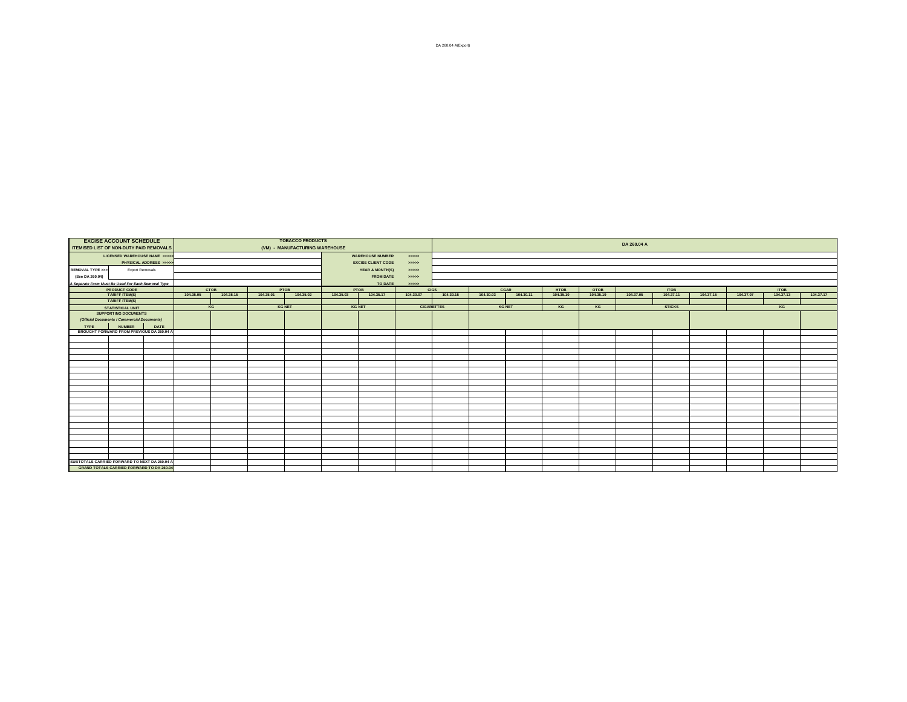DA 260.04 A(Export)

| EXCISE ACCOUNT SCHEDULE ITEMISED LIST OF NON-DUTY PAID REMOVALS | | | TOBACCO PRODUCTS (VM) - MANUFACTURING WAREHOUSE | | | | | | | | DA 260.04 A | | | | | | | | | |
|---|---|---|---|---|---|---|---|---|---|---|---|---|---|---|---|---|---|---|---|---|
| LICENSED WAREHOUSE NAME >>>>> | | | | | | | WAREHOUSE NUMBER | | >>>>> | | | | | | | | | | | |
| PHYSICAL ADDRESS >>>>> | | | | | | | EXCISE CLIENT CODE | | >>>>> | | | | | | | | | | | |
| REMOVAL TYPE >>> | Export Removals | | | | | | YEAR & MONTH(S) | | >>>>> | | | | | | | | | | | |
| (See DA 260.04) | | | | | | | FROM DATE | | >>>>> | | | | | | | | | | | |
| *A Separate Form Must Be Used For Each Removal Type* | | | | | | | TO DATE | | >>>>> | | | | | | | | | | | |
| PRODUCT CODE | | | CTOB | | PTOB | | PTOB | | CIGS | | CGAR | | HTOB | OTOB | ITOB | | | ITOB | | |
| TARIFF ITEM(S) | | | 104.35.05 | 104.35.15 | 104.35.01 | 104.35.02 | 104.35.03 | 104.35.17 | 104.30.07 | 104.30.15 | 104.30.03 | 104.30.11 | 104.35.10 | 104.35.19 | 104.37.05 | 104.37.11 | 104.37.15 | 104.37.07 | 104.37.13 | 104.37.17 |
| TARIFF ITEM(S) | | | | | | | | | | | | | | | | | | | | |
| STATISTICAL UNIT | | | KG | | KG NET | | KG NET | | CIGARETTES | | KG NET | | KG | KG | STICKS | | | KG | | |
| SUPPORTING DOCUMENTS *(Official Documents / Commercial Documents)* | | | | | | | | | | | | | | | | | | | | |
| TYPE | NUMBER | DATE | | | | | | | | | | | | | | | | | | |
| BROUGHT FORWARD FROM PREVIOUS DA 260.04 A | | | | | | | | | | | | | | | | | | | | |
| | | | | | | | | | | | | | | | | | | | | |
| | | | | | | | | | | | | | | | | | | | | |
| | | | | | | | | | | | | | | | | | | | | |
| | | | | | | | | | | | | | | | | | | | | |
| | | | | | | | | | | | | | | | | | | | | |
| | | | | | | | | | | | | | | | | | | | | |
| | | | | | | | | | | | | | | | | | | | | |
| | | | | | | | | | | | | | | | | | | | | |
| | | | | | | | | | | | | | | | | | | | | |
| | | | | | | | | | | | | | | | | | | | | |
| | | | | | | | | | | | | | | | | | | | | |
| | | | | | | | | | | | | | | | | | | | | |
| | | | | | | | | | | | | | | | | | | | | |
| | | | | | | | | | | | | | | | | | | | | |
| | | | | | | | | | | | | | | | | | | | | |
| | | | | | | | | | | | | | | | | | | | | |
| | | | | | | | | | | | | | | | | | | | | |
| | | | | | | | | | | | | | | | | | | | | |
| | | | | | | | | | | | | | | | | | | | | |
| | | | | | | | | | | | | | | | | | | | | |
| SUBTOTALS CARRIED FORWARD TO NEXT DA 260.04 A | | | | | | | | | | | | | | | | | | | | |
| GRAND TOTALS CARRIED FORWARD TO DA 260.04 | | | | | | | | | | | | | | | | | | | | |